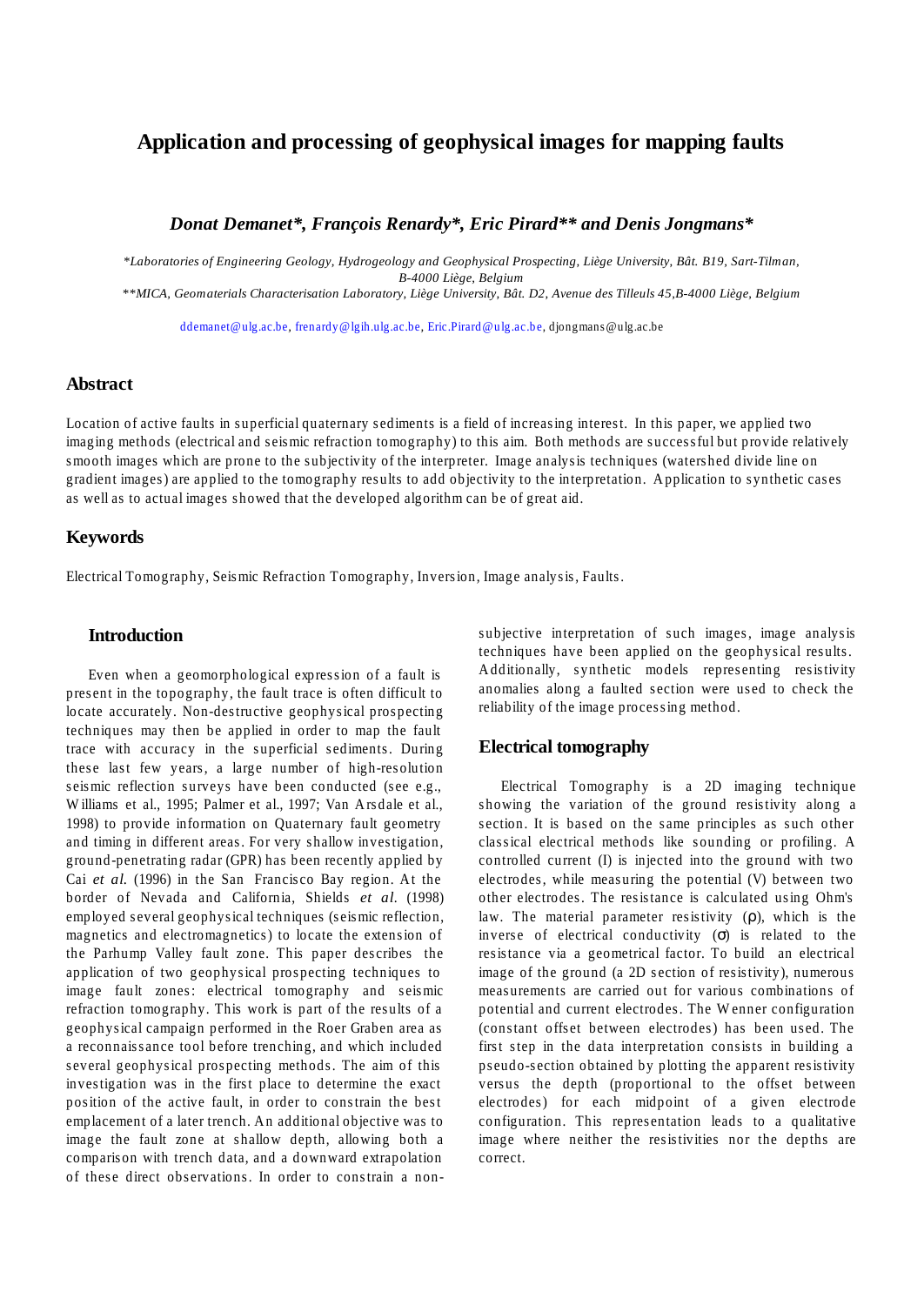# Application and processing of geophysical images for mapping faults

***Donat Demanet\*, François Renardy\*, Eric Pirard\*\* and Denis Jongmans\****

*\*Laboratories of Engineering Geology, Hydrogeology and Geophysical Prospecting, Liège University, Bât. B19, Sart-Tilman, B-4000 Liège, Belgium*

*\*\*MICA, Geomaterials Characterisation Laboratory, Liège University, Bât. D2, Avenue des Tilleuls 45, B-4000 Liège, Belgium*

ddemanet@ulg.ac.be, frenardy@lgih.ulg.ac.be, Eric.Pirard@ulg.ac.be, djongmans@ulg.ac.be

## Abstract

Location of active faults in superficial quaternary sediments is a field of increasing interest. In this paper, we applied two imaging methods (electrical and seismic refraction tomography) to this aim. Both methods are successful but provide relatively smooth images which are prone to the subjectivity of the interpreter. Image analysis techniques (watershed divide line on gradient images) are applied to the tomography results to add objectivity to the interpretation. Application to synthetic cases as well as to actual images showed that the developed algorithm can be of great aid.

## Keywords

Electrical Tomography, Seismic Refraction Tomography, Inversion, Image analysis, Faults.

## Introduction

Even when a geomorphological expression of a fault is present in the topography, the fault trace is often difficult to locate accurately. Non-destructive geophysical prospecting techniques may then be applied in order to map the fault trace with accuracy in the superficial sediments. During these last few years, a large number of high-resolution seismic reflection surveys have been conducted (see e.g., Williams et al., 1995; Palmer et al., 1997; Van Arsdale et al., 1998) to provide information on Quaternary fault geometry and timing in different areas. For very shallow investigation, ground-penetrating radar (GPR) has been recently applied by Cai *et al.* (1996) in the San Francisco Bay region. At the border of Nevada and California, Shields *et al.* (1998) employed several geophysical techniques (seismic reflection, magnetics and electromagnetics) to locate the extension of the Parhump Valley fault zone. This paper describes the application of two geophysical prospecting techniques to image fault zones: electrical tomography and seismic refraction tomography. This work is part of the results of a geophysical campaign performed in the Roer Graben area as a reconnaissance tool before trenching, and which included several geophysical prospecting methods. The aim of this investigation was in the first place to determine the exact position of the active fault, in order to constrain the best emplacement of a later trench. An additional objective was to image the fault zone at shallow depth, allowing both a comparison with trench data, and a downward extrapolation of these direct observations. In order to constrain a non-subjective interpretation of such images, image analysis techniques have been applied on the geophysical results. Additionally, synthetic models representing resistivity anomalies along a faulted section were used to check the reliability of the image processing method.

## Electrical tomography

Electrical Tomography is a 2D imaging technique showing the variation of the ground resistivity along a section. It is based on the same principles as such other classical electrical methods like sounding or profiling. A controlled current (I) is injected into the ground with two electrodes, while measuring the potential (V) between two other electrodes. The resistance is calculated using Ohm's law. The material parameter resistivity ($\rho$), which is the inverse of electrical conductivity ($\sigma$) is related to the resistance via a geometrical factor. To build an electrical image of the ground (a 2D section of resistivity), numerous measurements are carried out for various combinations of potential and current electrodes. The Wenner configuration (constant offset between electrodes) has been used. The first step in the data interpretation consists in building a pseudo-section obtained by plotting the apparent resistivity versus the depth (proportional to the offset between electrodes) for each midpoint of a given electrode configuration. This representation leads to a qualitative image where neither the resistivities nor the depths are correct.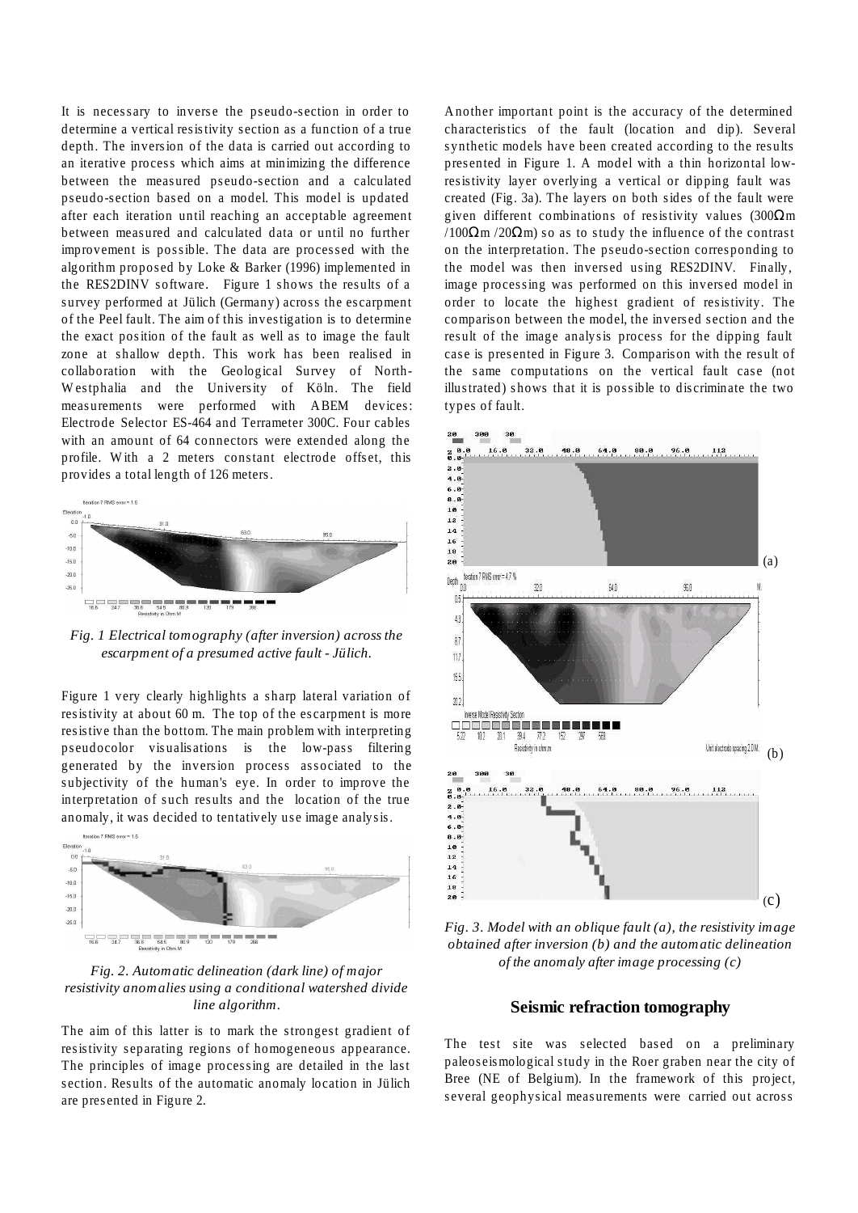It is necessary to inverse the pseudo-section in order to determine a vertical resistivity section as a function of a true depth. The inversion of the data is carried out according to an iterative process which aims at minimizing the difference between the measured pseudo-section and a calculated pseudo-section based on a model. This model is updated after each iteration until reaching an acceptable agreement between measured and calculated data or until no further improvement is possible. The data are processed with the algorithm proposed by Loke & Barker (1996) implemented in the RES2DINV software. Figure 1 shows the results of a survey performed at Jülich (Germany) across the escarpment of the Peel fault. The aim of this investigation is to determine the exact position of the fault as well as to image the fault zone at shallow depth. This work has been realised in collaboration with the Geological Survey of North-Westphalia and the University of Köln. The field measurements were performed with ABEM devices: Electrode Selector ES-464 and Terrameter 300C. Four cables with an amount of 64 connectors were extended along the profile. With a 2 meters constant electrode offset, this provides a total length of 126 meters.

*Fig. 1 Electrical tomography (after inversion) across the escarpment of a presumed active fault - Jülich.*

Figure 1 very clearly highlights a sharp lateral variation of resistivity at about 60 m. The top of the escarpment is more resistive than the bottom. The main problem with interpreting pseudocolor visualisations is the low-pass filtering generated by the inversion process associated to the subjectivity of the human's eye. In order to improve the interpretation of such results and the location of the true anomaly, it was decided to tentatively use image analysis.

*Fig. 2. Automatic delineation (dark line) of major resistivity anomalies using a conditional watershed divide line algorithm.*

The aim of this latter is to mark the strongest gradient of resistivity separating regions of homogeneous appearance. The principles of image processing are detailed in the last section. Results of the automatic anomaly location in Jülich are presented in Figure 2.

Another important point is the accuracy of the determined characteristics of the fault (location and dip). Several synthetic models have been created according to the results presented in Figure 1. A model with a thin horizontal low-resistivity layer overlying a vertical or dipping fault was created (Fig. 3a). The layers on both sides of the fault were given different combinations of resistivity values (300Ωm /100Ωm /20Ωm) so as to study the influence of the contrast on the interpretation. The pseudo-section corresponding to the model was then inversed using RES2DINV. Finally, image processing was performed on this inversed model in order to locate the highest gradient of resistivity. The comparison between the model, the inversed section and the result of the image analysis process for the dipping fault case is presented in Figure 3. Comparison with the result of the same computations on the vertical fault case (not illustrated) shows that it is possible to discriminate the two types of fault.

*Fig. 3. Model with an oblique fault (a), the resistivity image obtained after inversion (b) and the automatic delineation of the anomaly after image processing (c)*

## Seismic refraction tomography

The test site was selected based on a preliminary paleoseismological study in the Roer graben near the city of Bree (NE of Belgium). In the framework of this project, several geophysical measurements were carried out across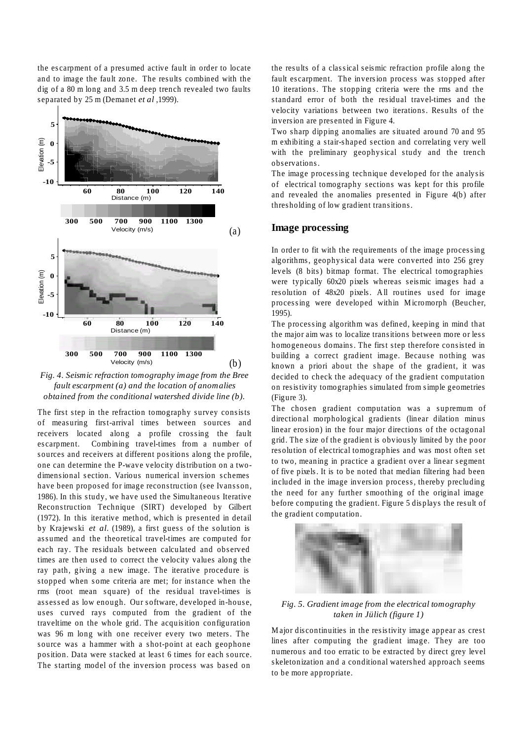the escarpment of a presumed active fault in order to locate and to image the fault zone. The results combined with the dig of a 80 m long and 3.5 m deep trench revealed two faults separated by 25 m (Demanet *et al* ,1999).

*Fig. 4. Seismic refraction tomography image from the Bree fault escarpment (a) and the location of anomalies obtained from the conditional watershed divide line (b).*

The first step in the refraction tomography survey consists of measuring first-arrival times between sources and receivers located along a profile crossing the fault escarpment. Combining travel-times from a number of sources and receivers at different positions along the profile, one can determine the P-wave velocity distribution on a two-dimensional section. Various numerical inversion schemes have been proposed for image reconstruction (see Ivansson, 1986). In this study, we have used the Simultaneous Iterative Reconstruction Technique (SIRT) developed by Gilbert (1972). In this iterative method, which is presented in detail by Krajewski *et al.* (1989), a first guess of the solution is assumed and the theoretical travel-times are computed for each ray. The residuals between calculated and observed times are then used to correct the velocity values along the ray path, giving a new image. The iterative procedure is stopped when some criteria are met; for instance when the rms (root mean square) of the residual travel-times is assessed as low enough. Our software, developed in-house, uses curved rays computed from the gradient of the traveltime on the whole grid. The acquisition configuration was 96 m long with one receiver every two meters. The source was a hammer with a shot-point at each geophone position. Data were stacked at least 6 times for each source. The starting model of the inversion process was based on the results of a classical seismic refraction profile along the fault escarpment. The inversion process was stopped after 10 iterations. The stopping criteria were the rms and the standard error of both the residual travel-times and the velocity variations between two iterations. Results of the inversion are presented in Figure 4.

Two sharp dipping anomalies are situated around 70 and 95 m exhibiting a stair-shaped section and correlating very well with the preliminary geophysical study and the trench observations.

The image processing technique developed for the analysis of electrical tomography sections was kept for this profile and revealed the anomalies presented in Figure 4(b) after thresholding of low gradient transitions.

## Image processing

In order to fit with the requirements of the image processing algorithms, geophysical data were converted into 256 grey levels (8 bits) bitmap format. The electrical tomographies were typically 60x20 pixels whereas seismic images had a resolution of 48x20 pixels. All routines used for image processing were developed within Micromorph (Beucher, 1995).

The processing algorithm was defined, keeping in mind that the major aim was to localize transitions between more or less homogeneous domains. The first step therefore consisted in building a correct gradient image. Because nothing was known a priori about the shape of the gradient, it was decided to check the adequacy of the gradient computation on resistivity tomographies simulated from simple geometries (Figure 3).

The chosen gradient computation was a supremum of directional morphological gradients (linear dilation minus linear erosion) in the four major directions of the octagonal grid. The size of the gradient is obviously limited by the poor resolution of electrical tomographies and was most often set to two, meaning in practice a gradient over a linear segment of five pixels. It is to be noted that median filtering had been included in the image inversion process, thereby precluding the need for any further smoothing of the original image before computing the gradient. Figure 5 displays the result of the gradient computation.

*Fig. 5. Gradient image from the electrical tomography taken in Jülich (figure 1)*

Major discontinuities in the resistivity image appear as crest lines after computing the gradient image. They are too numerous and too erratic to be extracted by direct grey level skeletonization and a conditional watershed approach seems to be more appropriate.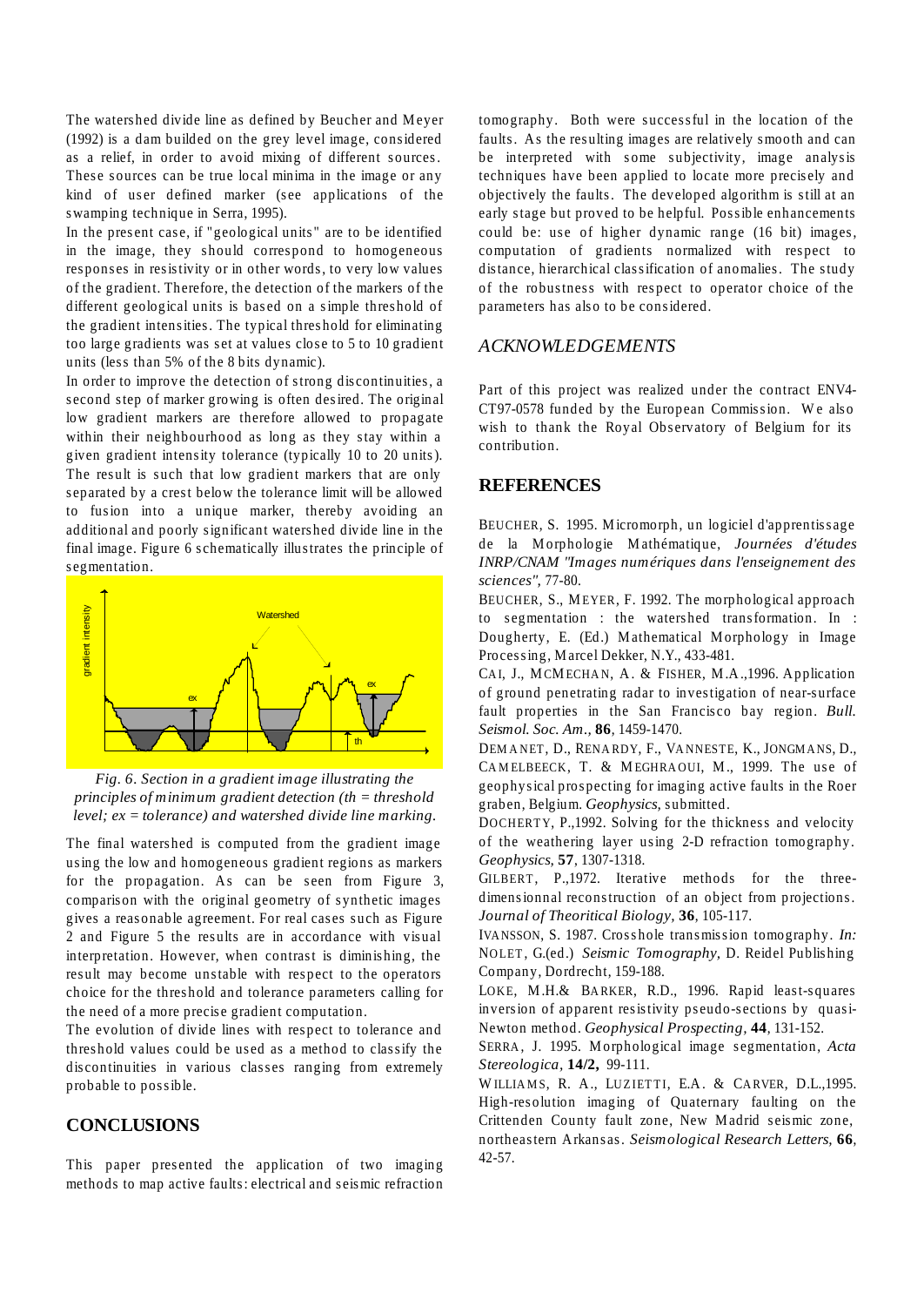The watershed divide line as defined by Beucher and Meyer (1992) is a dam builded on the grey level image, considered as a relief, in order to avoid mixing of different sources. These sources can be true local minima in the image or any kind of user defined marker (see applications of the swamping technique in Serra, 1995).

In the present case, if "geological units" are to be identified in the image, they should correspond to homogeneous responses in resistivity or in other words, to very low values of the gradient. Therefore, the detection of the markers of the different geological units is based on a simple threshold of the gradient intensities. The typical threshold for eliminating too large gradients was set at values close to 5 to 10 gradient units (less than 5% of the 8 bits dynamic).

In order to improve the detection of strong discontinuities, a second step of marker growing is often desired. The original low gradient markers are therefore allowed to propagate within their neighbourhood as long as they stay within a given gradient intensity tolerance (typically 10 to 20 units). The result is such that low gradient markers that are only separated by a crest below the tolerance limit will be allowed to fusion into a unique marker, thereby avoiding an additional and poorly significant watershed divide line in the final image. Figure 6 schematically illustrates the principle of segmentation.

gradient intensity

Watershed

ex

ex

th

*Fig. 6. Section in a gradient image illustrating the principles of minimum gradient detection (th = threshold level; ex = tolerance) and watershed divide line marking.*

The final watershed is computed from the gradient image using the low and homogeneous gradient regions as markers for the propagation. As can be seen from Figure 3, comparison with the original geometry of synthetic images gives a reasonable agreement. For real cases such as Figure 2 and Figure 5 the results are in accordance with visual interpretation. However, when contrast is diminishing, the result may become unstable with respect to the operators choice for the threshold and tolerance parameters calling for the need of a more precise gradient computation.

The evolution of divide lines with respect to tolerance and threshold values could be used as a method to classify the discontinuities in various classes ranging from extremely probable to possible.

## CONCLUSIONS

This paper presented the application of two imaging methods to map active faults: electrical and seismic refraction tomography. Both were successful in the location of the faults. As the resulting images are relatively smooth and can be interpreted with some subjectivity, image analysis techniques have been applied to locate more precisely and objectively the faults. The developed algorithm is still at an early stage but proved to be helpful. Possible enhancements could be: use of higher dynamic range (16 bit) images, computation of gradients normalized with respect to distance, hierarchical classification of anomalies. The study of the robustness with respect to operator choice of the parameters has also to be considered.

## *ACKNOWLEDGEMENTS*

Part of this project was realized under the contract ENV4-CT97-0578 funded by the European Commission. We also wish to thank the Royal Observatory of Belgium for its contribution.

## REFERENCES

BEUCHER, S. 1995. Micromorph, un logiciel d'apprentissage de la Morphologie Mathématique, *Journées d'études INRP/CNAM "Images numériques dans l'enseignement des sciences"*, 77-80.

BEUCHER, S., MEYER, F. 1992. The morphological approach to segmentation : the watershed transformation. In : Dougherty, E. (Ed.) Mathematical Morphology in Image Processing, Marcel Dekker, N.Y., 433-481.

CAI, J., MCMECHAN, A. & FISHER, M.A.,1996. Application of ground penetrating radar to investigation of near-surface fault properties in the San Francisco bay region. *Bull. Seismol. Soc. Am.*, **86**, 1459-1470.

DEMANET, D., RENARDY, F., VANNESTE, K., JONGMANS, D., CAMELBEECK, T. & MEGHRAOUI, M., 1999. The use of geophysical prospecting for imaging active faults in the Roer graben, Belgium. *Geophysics*, submitted.

DOCHERTY, P.,1992. Solving for the thickness and velocity of the weathering layer using 2-D refraction tomography. *Geophysics*, **57**, 1307-1318.

GILBERT, P.,1972. Iterative methods for the three-dimensionnal reconstruction of an object from projections. *Journal of Theoritical Biology*, **36**, 105-117.

IVANSSON, S. 1987. Crosshole transmission tomography. *In:* NOLET, G.(ed.) *Seismic Tomography*, D. Reidel Publishing Company, Dordrecht, 159-188.

LOKE, M.H.& BARKER, R.D., 1996. Rapid least-squares inversion of apparent resistivity pseudo-sections by quasi-Newton method. *Geophysical Prospecting*, **44**, 131-152.

SERRA, J. 1995. Morphological image segmentation, *Acta Stereologica*, **14/2,** 99-111.

WILLIAMS, R. A., LUZIETTI, E.A. & CARVER, D.L.,1995. High-resolution imaging of Quaternary faulting on the Crittenden County fault zone, New Madrid seismic zone, northeastern Arkansas. *Seismological Research Letters*, **66**, 42-57.